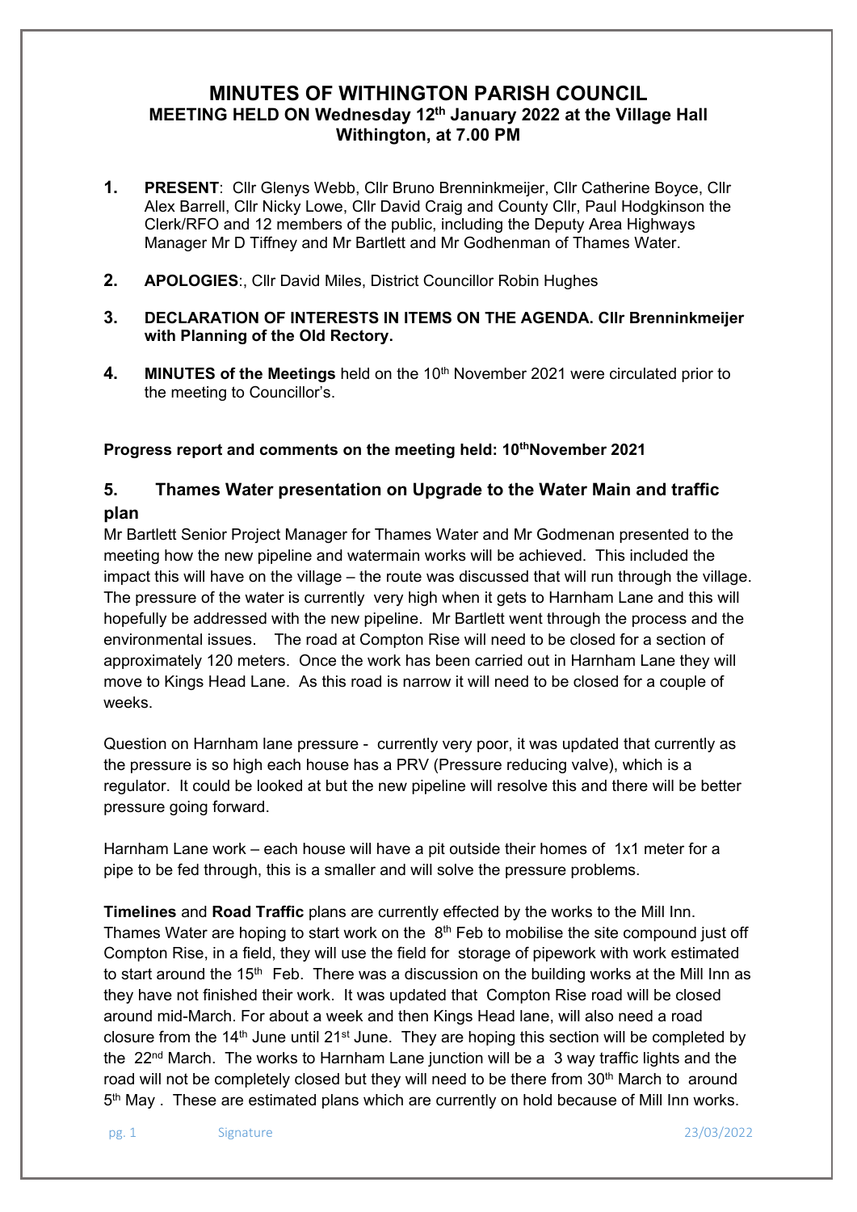# MINUTES OF WITHINGTON PARISH COUNCIL
## MEETING HELD ON Wednesday 12th January 2022 at the Village Hall Withington, at 7.00 PM

1. **PRESENT**: Cllr Glenys Webb, Cllr Bruno Brenninkmeijer, Cllr Catherine Boyce, Cllr Alex Barrell, Cllr Nicky Lowe, Cllr David Craig and County Cllr, Paul Hodgkinson the Clerk/RFO and 12 members of the public, including the Deputy Area Highways Manager Mr D Tiffney and Mr Bartlett and Mr Godhenman of Thames Water.

2. **APOLOGIES**:, Cllr David Miles, District Councillor Robin Hughes

3. **DECLARATION OF INTERESTS IN ITEMS ON THE AGENDA. Cllr Brenninkmeijer with Planning of the Old Rectory.**

4. **MINUTES of the Meetings** held on the 10th November 2021 were circulated prior to the meeting to Councillor's.

**Progress report and comments on the meeting held: 10thNovember 2021**

### 5. Thames Water presentation on Upgrade to the Water Main and traffic plan

Mr Bartlett Senior Project Manager for Thames Water and Mr Godmenan presented to the meeting how the new pipeline and watermain works will be achieved. This included the impact this will have on the village – the route was discussed that will run through the village. The pressure of the water is currently very high when it gets to Harnham Lane and this will hopefully be addressed with the new pipeline. Mr Bartlett went through the process and the environmental issues. The road at Compton Rise will need to be closed for a section of approximately 120 meters. Once the work has been carried out in Harnham Lane they will move to Kings Head Lane. As this road is narrow it will need to be closed for a couple of weeks.

Question on Harnham lane pressure - currently very poor, it was updated that currently as the pressure is so high each house has a PRV (Pressure reducing valve), which is a regulator. It could be looked at but the new pipeline will resolve this and there will be better pressure going forward.

Harnham Lane work – each house will have a pit outside their homes of 1x1 meter for a pipe to be fed through, this is a smaller and will solve the pressure problems.

**Timelines** and **Road Traffic** plans are currently effected by the works to the Mill Inn. Thames Water are hoping to start work on the 8th Feb to mobilise the site compound just off Compton Rise, in a field, they will use the field for storage of pipework with work estimated to start around the 15th Feb. There was a discussion on the building works at the Mill Inn as they have not finished their work. It was updated that Compton Rise road will be closed around mid-March. For about a week and then Kings Head lane, will also need a road closure from the 14th June until 21st June. They are hoping this section will be completed by the 22nd March. The works to Harnham Lane junction will be a 3 way traffic lights and the road will not be completely closed but they will need to be there from 30th March to around 5th May . These are estimated plans which are currently on hold because of Mill Inn works.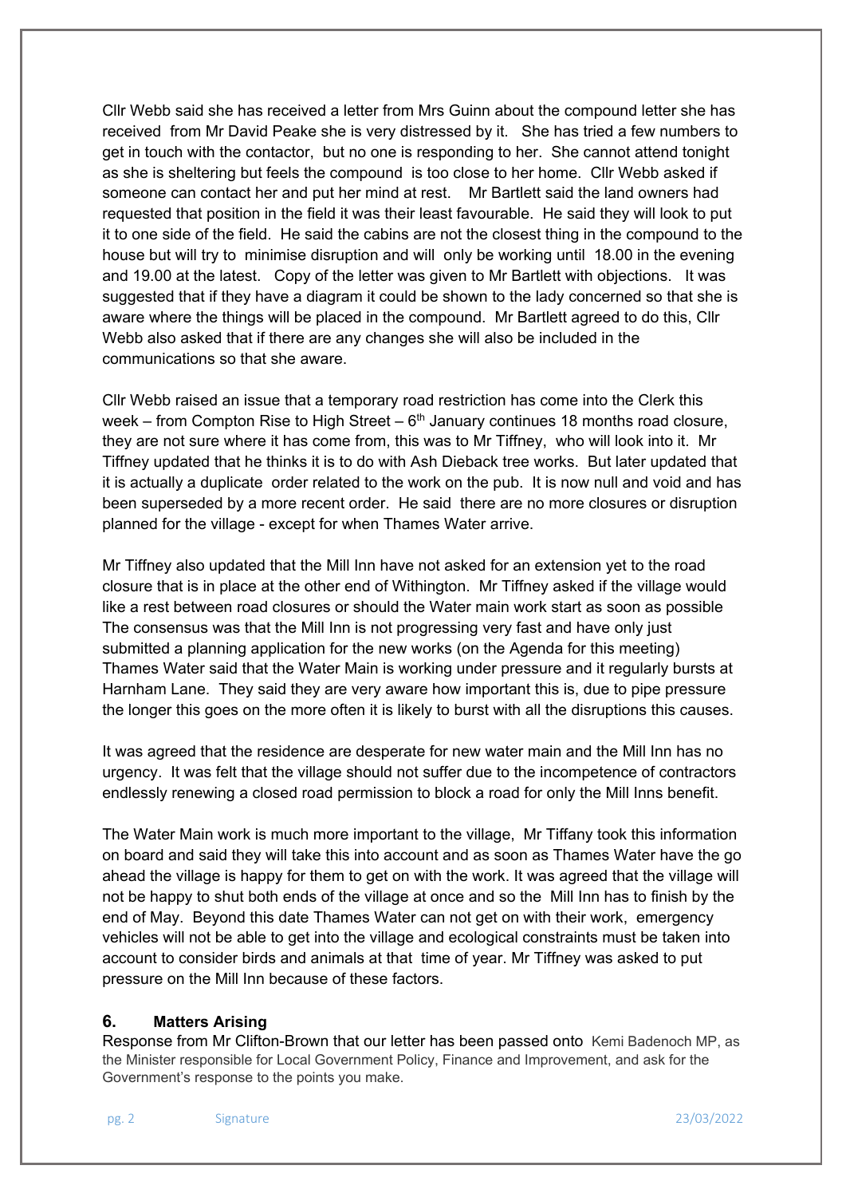Cllr Webb said she has received a letter from Mrs Guinn about the compound letter she has received from Mr David Peake she is very distressed by it. She has tried a few numbers to get in touch with the contactor, but no one is responding to her. She cannot attend tonight as she is sheltering but feels the compound is too close to her home. Cllr Webb asked if someone can contact her and put her mind at rest. Mr Bartlett said the land owners had requested that position in the field it was their least favourable. He said they will look to put it to one side of the field. He said the cabins are not the closest thing in the compound to the house but will try to minimise disruption and will only be working until 18.00 in the evening and 19.00 at the latest. Copy of the letter was given to Mr Bartlett with objections. It was suggested that if they have a diagram it could be shown to the lady concerned so that she is aware where the things will be placed in the compound. Mr Bartlett agreed to do this, Cllr Webb also asked that if there are any changes she will also be included in the communications so that she aware.

Cllr Webb raised an issue that a temporary road restriction has come into the Clerk this week – from Compton Rise to High Street – 6th January continues 18 months road closure, they are not sure where it has come from, this was to Mr Tiffney, who will look into it. Mr Tiffney updated that he thinks it is to do with Ash Dieback tree works. But later updated that it is actually a duplicate order related to the work on the pub. It is now null and void and has been superseded by a more recent order. He said there are no more closures or disruption planned for the village - except for when Thames Water arrive.

Mr Tiffney also updated that the Mill Inn have not asked for an extension yet to the road closure that is in place at the other end of Withington. Mr Tiffney asked if the village would like a rest between road closures or should the Water main work start as soon as possible The consensus was that the Mill Inn is not progressing very fast and have only just submitted a planning application for the new works (on the Agenda for this meeting) Thames Water said that the Water Main is working under pressure and it regularly bursts at Harnham Lane. They said they are very aware how important this is, due to pipe pressure the longer this goes on the more often it is likely to burst with all the disruptions this causes.

It was agreed that the residence are desperate for new water main and the Mill Inn has no urgency. It was felt that the village should not suffer due to the incompetence of contractors endlessly renewing a closed road permission to block a road for only the Mill Inns benefit.

The Water Main work is much more important to the village, Mr Tiffany took this information on board and said they will take this into account and as soon as Thames Water have the go ahead the village is happy for them to get on with the work. It was agreed that the village will not be happy to shut both ends of the village at once and so the Mill Inn has to finish by the end of May. Beyond this date Thames Water can not get on with their work, emergency vehicles will not be able to get into the village and ecological constraints must be taken into account to consider birds and animals at that time of year. Mr Tiffney was asked to put pressure on the Mill Inn because of these factors.

## 6. Matters Arising

Response from Mr Clifton-Brown that our letter has been passed onto Kemi Badenoch MP, as the Minister responsible for Local Government Policy, Finance and Improvement, and ask for the Government's response to the points you make.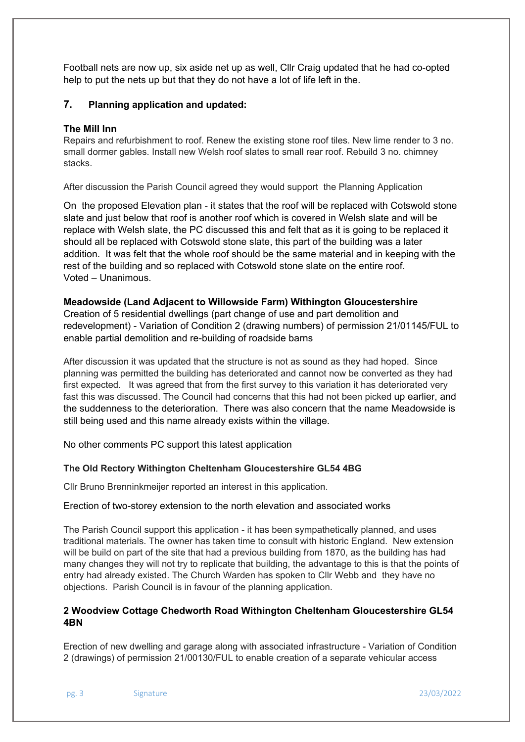Football nets are now up, six aside net up as well, Cllr Craig updated that he had co-opted help to put the nets up but that they do not have a lot of life left in the.

## 7. Planning application and updated:

**The Mill Inn**

Repairs and refurbishment to roof. Renew the existing stone roof tiles. New lime render to 3 no. small dormer gables. Install new Welsh roof slates to small rear roof. Rebuild 3 no. chimney stacks.

After discussion the Parish Council agreed they would support the Planning Application

On the proposed Elevation plan - it states that the roof will be replaced with Cotswold stone slate and just below that roof is another roof which is covered in Welsh slate and will be replace with Welsh slate, the PC discussed this and felt that as it is going to be replaced it should all be replaced with Cotswold stone slate, this part of the building was a later addition. It was felt that the whole roof should be the same material and in keeping with the rest of the building and so replaced with Cotswold stone slate on the entire roof.
Voted – Unanimous.

**Meadowside (Land Adjacent to Willowside Farm) Withington Gloucestershire**

Creation of 5 residential dwellings (part change of use and part demolition and redevelopment) - Variation of Condition 2 (drawing numbers) of permission 21/01145/FUL to enable partial demolition and re-building of roadside barns

After discussion it was updated that the structure is not as sound as they had hoped. Since planning was permitted the building has deteriorated and cannot now be converted as they had first expected. It was agreed that from the first survey to this variation it has deteriorated very fast this was discussed. The Council had concerns that this had not been picked up earlier, and the suddenness to the deterioration. There was also concern that the name Meadowside is still being used and this name already exists within the village.

No other comments PC support this latest application

**The Old Rectory Withington Cheltenham Gloucestershire GL54 4BG**

Cllr Bruno Brenninkmeijer reported an interest in this application.

Erection of two-storey extension to the north elevation and associated works

The Parish Council support this application - it has been sympathetically planned, and uses traditional materials. The owner has taken time to consult with historic England. New extension will be build on part of the site that had a previous building from 1870, as the building has had many changes they will not try to replicate that building, the advantage to this is that the points of entry had already existed. The Church Warden has spoken to Cllr Webb and they have no objections. Parish Council is in favour of the planning application.

**2 Woodview Cottage Chedworth Road Withington Cheltenham Gloucestershire GL54 4BN**

Erection of new dwelling and garage along with associated infrastructure - Variation of Condition 2 (drawings) of permission 21/00130/FUL to enable creation of a separate vehicular access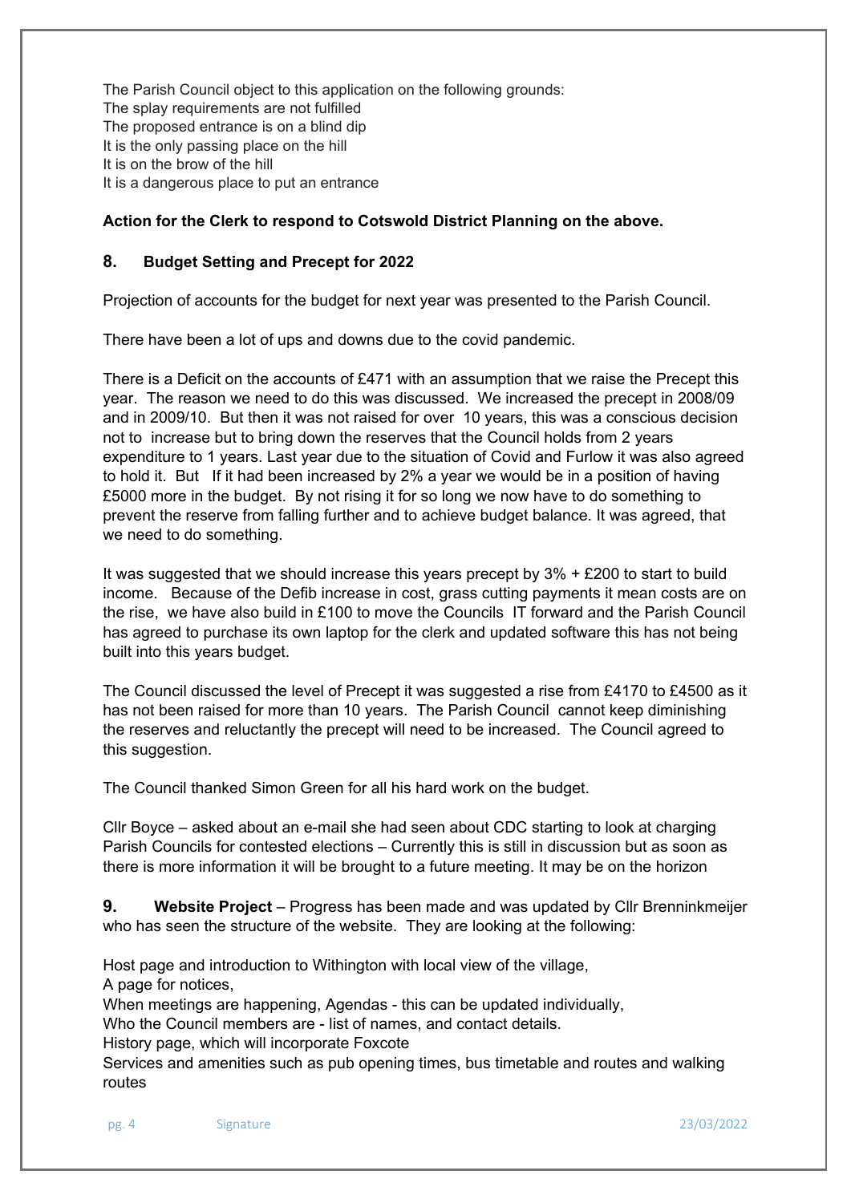The Parish Council object to this application on the following grounds:
The splay requirements are not fulfilled
The proposed entrance is on a blind dip
It is the only passing place on the hill
It is on the brow of the hill
It is a dangerous place to put an entrance

**Action for the Clerk to respond to Cotswold District Planning on the above.**

## 8. Budget Setting and Precept for 2022

Projection of accounts for the budget for next year was presented to the Parish Council.

There have been a lot of ups and downs due to the covid pandemic.

There is a Deficit on the accounts of £471 with an assumption that we raise the Precept this year. The reason we need to do this was discussed. We increased the precept in 2008/09 and in 2009/10. But then it was not raised for over 10 years, this was a conscious decision not to increase but to bring down the reserves that the Council holds from 2 years expenditure to 1 years. Last year due to the situation of Covid and Furlow it was also agreed to hold it. But If it had been increased by 2% a year we would be in a position of having £5000 more in the budget. By not rising it for so long we now have to do something to prevent the reserve from falling further and to achieve budget balance. It was agreed, that we need to do something.

It was suggested that we should increase this years precept by 3% + £200 to start to build income. Because of the Defib increase in cost, grass cutting payments it mean costs are on the rise, we have also build in £100 to move the Councils IT forward and the Parish Council has agreed to purchase its own laptop for the clerk and updated software this has not being built into this years budget.

The Council discussed the level of Precept it was suggested a rise from £4170 to £4500 as it has not been raised for more than 10 years. The Parish Council cannot keep diminishing the reserves and reluctantly the precept will need to be increased. The Council agreed to this suggestion.

The Council thanked Simon Green for all his hard work on the budget.

Cllr Boyce – asked about an e-mail she had seen about CDC starting to look at charging Parish Councils for contested elections – Currently this is still in discussion but as soon as there is more information it will be brought to a future meeting. It may be on the horizon

**9. Website Project** – Progress has been made and was updated by Cllr Brenninkmeijer who has seen the structure of the website. They are looking at the following:

Host page and introduction to Withington with local view of the village,
A page for notices,
When meetings are happening, Agendas - this can be updated individually,
Who the Council members are - list of names, and contact details.
History page, which will incorporate Foxcote
Services and amenities such as pub opening times, bus timetable and routes and walking routes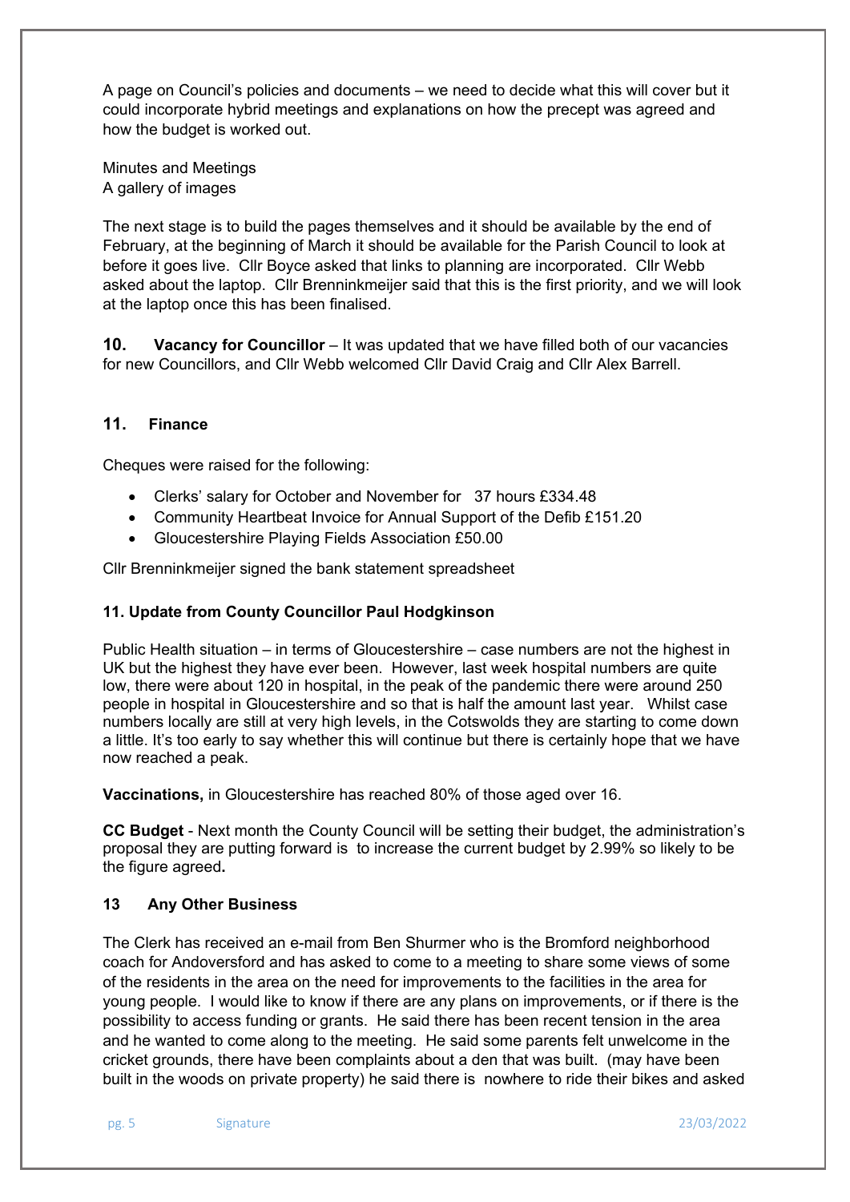A page on Council's policies and documents – we need to decide what this will cover but it could incorporate hybrid meetings and explanations on how the precept was agreed and how the budget is worked out.

Minutes and Meetings
A gallery of images

The next stage is to build the pages themselves and it should be available by the end of February, at the beginning of March it should be available for the Parish Council to look at before it goes live. Cllr Boyce asked that links to planning are incorporated. Cllr Webb asked about the laptop. Cllr Brenninkmeijer said that this is the first priority, and we will look at the laptop once this has been finalised.

**10. Vacancy for Councillor** – It was updated that we have filled both of our vacancies for new Councillors, and Cllr Webb welcomed Cllr David Craig and Cllr Alex Barrell.

## 11. Finance

Cheques were raised for the following:

- Clerks' salary for October and November for 37 hours £334.48
- Community Heartbeat Invoice for Annual Support of the Defib £151.20
- Gloucestershire Playing Fields Association £50.00

Cllr Brenninkmeijer signed the bank statement spreadsheet

## 11. Update from County Councillor Paul Hodgkinson

Public Health situation – in terms of Gloucestershire – case numbers are not the highest in UK but the highest they have ever been. However, last week hospital numbers are quite low, there were about 120 in hospital, in the peak of the pandemic there were around 250 people in hospital in Gloucestershire and so that is half the amount last year. Whilst case numbers locally are still at very high levels, in the Cotswolds they are starting to come down a little. It's too early to say whether this will continue but there is certainly hope that we have now reached a peak.

**Vaccinations,** in Gloucestershire has reached 80% of those aged over 16.

**CC Budget** - Next month the County Council will be setting their budget, the administration's proposal they are putting forward is to increase the current budget by 2.99% so likely to be the figure agreed**.**

## 13 Any Other Business

The Clerk has received an e-mail from Ben Shurmer who is the Bromford neighborhood coach for Andoversford and has asked to come to a meeting to share some views of some of the residents in the area on the need for improvements to the facilities in the area for young people. I would like to know if there are any plans on improvements, or if there is the possibility to access funding or grants. He said there has been recent tension in the area and he wanted to come along to the meeting. He said some parents felt unwelcome in the cricket grounds, there have been complaints about a den that was built. (may have been built in the woods on private property) he said there is nowhere to ride their bikes and asked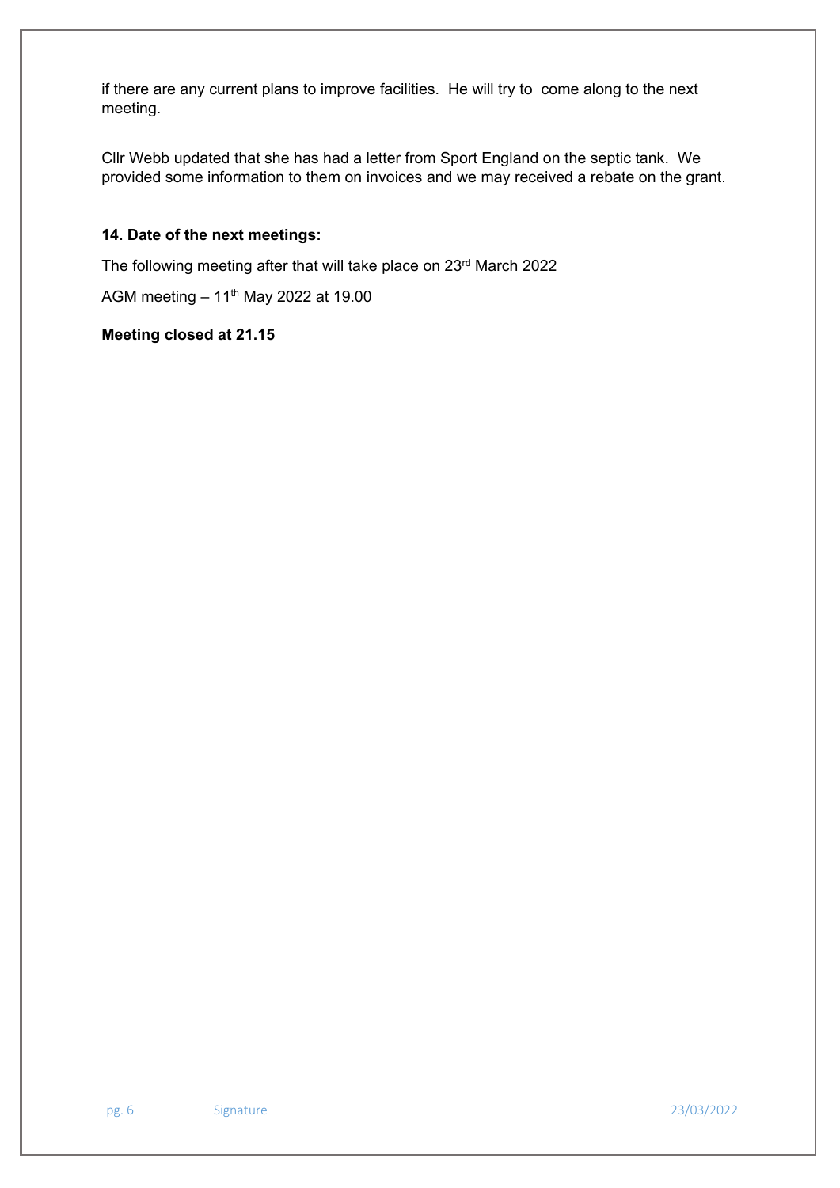if there are any current plans to improve facilities. He will try to come along to the next meeting.

Cllr Webb updated that she has had a letter from Sport England on the septic tank. We provided some information to them on invoices and we may received a rebate on the grant.

**14. Date of the next meetings:**

The following meeting after that will take place on 23rd March 2022

AGM meeting – 11th May 2022 at 19.00

**Meeting closed at 21.15**